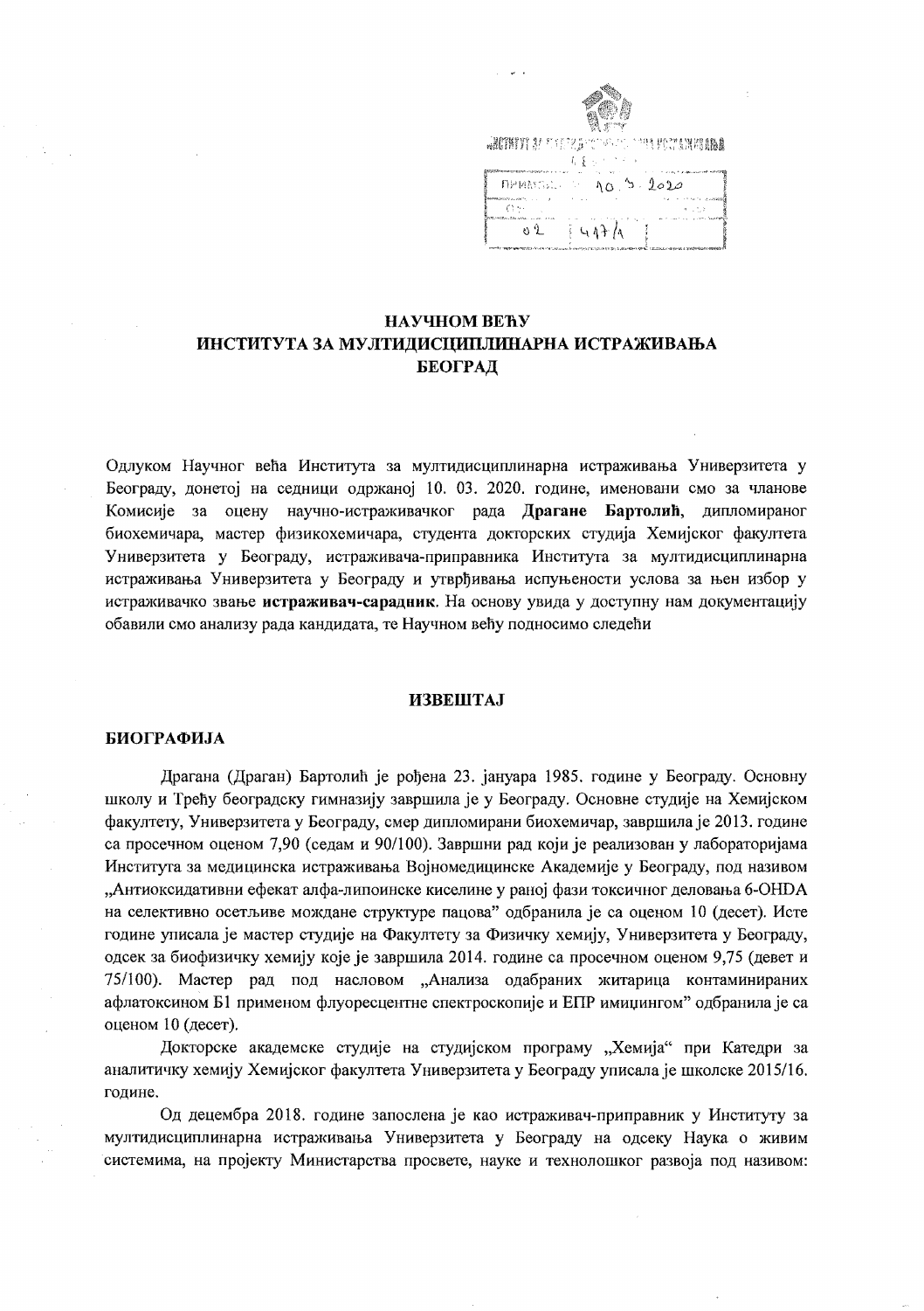ИНСТИТУТ ЗА МУЛТИДИСЦИПЛИНАРНА ИСТРАЖИВАЊА

ПРИМЉЕНО: 10. 3. 2020

02 417/1

## НАУЧНОМ ВЕЋУ
## ИНСТИТУТА ЗА МУЛТИДИСЦИПЛИНАРНА ИСТРАЖИВАЊА
## БЕОГРАД

Одлуком Научног већа Института за мултидисциплинарна истраживања Универзитета у Београду, донетој на седници одржаној 10. 03. 2020. године, именовани смо за чланове Комисије за оцену научно-истраживачког рада **Драгане Бартолић**, дипломираног биохемичара, мастер физикохемичара, студента докторских студија Хемијског факултета Универзитета у Београду, истраживача-приправника Института за мултидисциплинарна истраживања Универзитета у Београду и утврђивања испуњености услова за њен избор у истраживачко звање **истраживач-сарадник**. На основу увида у доступну нам документацију обавили смо анализу рада кандидата, те Научном већу подносимо следећи

### ИЗВЕШТАЈ

### БИОГРАФИЈА

Драгана (Драган) Бартолић је рођена 23. јануара 1985. године у Београду. Основну школу и Трећу београдску гимназију завршила је у Београду. Основне студије на Хемијском факултету, Универзитета у Београду, смер дипломирани биохемичар, завршила је 2013. године са просечном оценом 7,90 (седам и 90/100). Завршни рад који је реализован у лабораторијама Института за медицинска истраживања Војномедицинске Академије у Београду, под називом „Антиоксидативни ефекат алфа-липоинске киселине у раној фази токсичног деловања 6-OHDA на селективно осетљиве мождане структуре пацова" одбранила је са оценом 10 (десет). Исте године уписала је мастер студије на Факултету за Физичку хемију, Универзитета у Београду, одсек за биофизичку хемију које је завршила 2014. године са просечном оценом 9,75 (девет и 75/100). Мастер рад под насловом „Анализа одабраних житарица контаминираних афлатоксином Б1 применом флуоресцентне спектроскопије и ЕПР имицингом" одбранила је са оценом 10 (десет).

Докторске академске студије на студијском програму „Хемија" при Катедри за аналитичку хемију Хемијског факултета Универзитета у Београду уписала је школске 2015/16. године.

Од децембра 2018. године запослена је као истраживач-приправник у Институту за мултидисциплинарна истраживања Универзитета у Београду на одсеку Наука о живим системима, на пројекту Министарства просвете, науке и технолошког развоја под називом: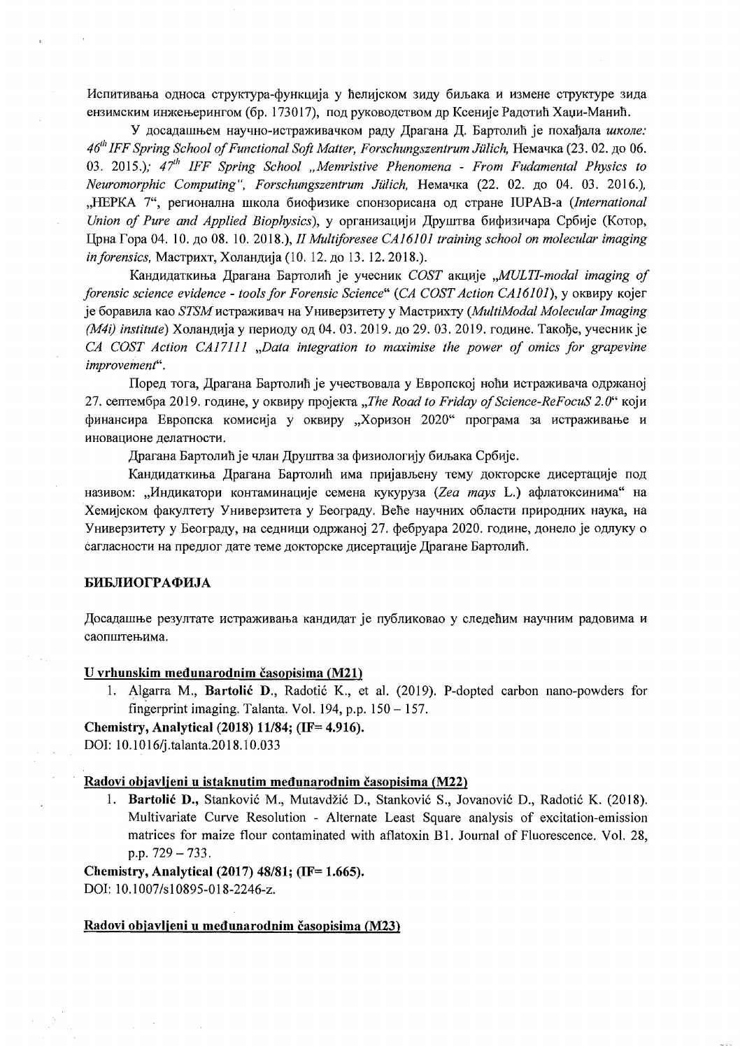Испитивања односа структура-функција у ћелијском зиду биљака и измене структуре зида ензимским инжењерингом (бр. 173017), под руководством др Ксеније Радотић Хаџи-Манић.

У досадашњем научно-истраживачком раду Драгана Д. Бартолић је похађала *школе: 46th IFF Spring School of Functional Soft Matter, Forschungszentrum Jülich,* Немачка (23. 02. до 06. 03. 2015.)*; 47th IFF Spring School „Memristive Phenomena - From Fudamental Physics to Neuromorphic Computing", Forschungszentrum Jülich,* Немачка (22. 02. до 04. 03. 2016.), „HEPKA 7", регионална школа биофизике спонзорисана од стране IUPAB-a (*International Union of Pure and Applied Biophysics*), у организацији Друштва бифизичара Србије (Котор, Црна Гора 04. 10. до 08. 10. 2018.), *II Multiforesee CA16101 training school on molecular imaging in forensics,* Мастрихт, Холандија (10. 12. до 13. 12. 2018.).

Кандидаткиња Драгана Бартолић је учесник *COST* акције *„MULTI-modal imaging of forensic science evidence - tools for Forensic Science"* (*CA COST Action CA16101*), у оквиру којег је боравила као *STSM* истраживач на Универзитету у Мастрихту (*MultiModal Molecular Imaging (M4i) institute*) Холандија у периоду од 04. 03. 2019. до 29. 03. 2019. године. Такође, учесник је *CA COST Action CA17111 „Data integration to maximise the power of omics for grapevine improvement".*

Поред тога, Драгана Бартолић је учествовала у Европској ноћи истраживача одржаној 27. септембра 2019. године, у оквиру пројекта *„The Road to Friday of Science-ReFocuS 2.0"* који финансира Европска комисија у оквиру „Хоризон 2020" програма за истраживање и иновационе делатности.

Драгана Бартолић је члан Друштва за физиологију биљака Србије.

Кандидаткиња Драгана Бартолић има пријављену тему докторске дисертације под називом: „Индикатори контаминације семена кукуруза (*Zea mays* L.) афлатоксинима" на Хемијском факултету Универзитета у Београду. Веће научних области природних наука, на Универзитету у Београду, на седници одржаној 27. фебруара 2020. године, донело је одлуку о сагласности на предлог дате теме докторске дисертације Драгане Бартолић.

## БИБЛИОГРАФИЈА

Досадашње резултате истраживања кандидат је публиковао у следећим научним радовима и саопштењима.

### U vrhunskim međunarodnim časopisima (M21)

1. Algarra M., **Bartolić D.**, Radotić K., et al. (2019). P-dopted carbon nano-powders for fingerprint imaging. Talanta. Vol. 194, p.p. 150 – 157.

**Chemistry, Analytical (2018) 11/84; (IF= 4.916).**
DOI: 10.1016/j.talanta.2018.10.033

### Radovi objavljeni u istaknutim međunarodnim časopisima (M22)

1. **Bartolić D.**, Stanković M., Mutavdžić D., Stanković S., Jovanović D., Radotić K. (2018). Multivariate Curve Resolution - Alternate Least Square analysis of excitation-emission matrices for maize flour contaminated with aflatoxin B1. Journal of Fluorescence. Vol. 28, p.p. 729 – 733.

**Chemistry, Analytical (2017) 48/81; (IF= 1.665).**
DOI: 10.1007/s10895-018-2246-z.

### Radovi objavljeni u međunarodnim časopisima (M23)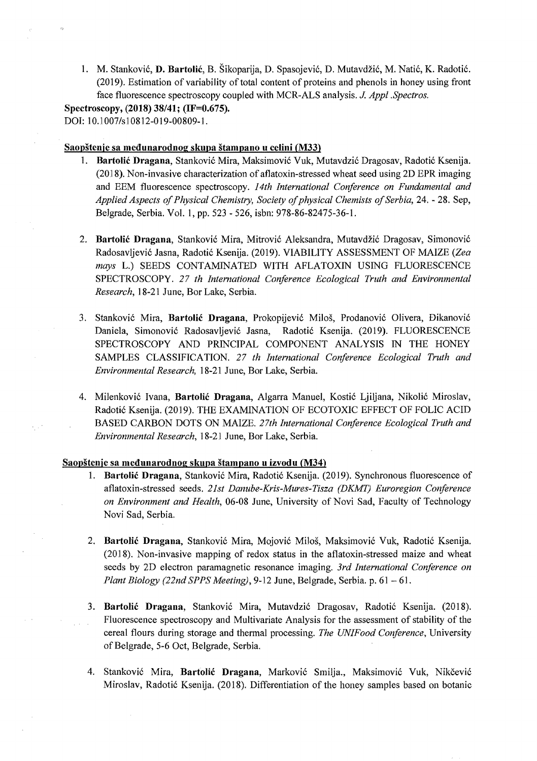1. M. Stanković, **D. Bartolić**, B. Šikoparija, D. Spasojević, D. Mutavdžić, M. Natić, K. Radotić. (2019). Estimation of variability of total content of proteins and phenols in honey using front face fluorescence spectroscopy coupled with MCR-ALS analysis. *J. Appl .Spectros.*

**Spectroscopy, (2018) 38/41; (IF=0.675).**
DOI: 10.1007/s10812-019-00809-1.

**Saopštenje sa međunarodnog skupa štampano u celini (M33)**

1. **Bartolić Dragana**, Stanković Mira, Maksimović Vuk, Mutavdzić Dragosav, Radotić Ksenija. (2018). Non-invasive characterization of aflatoxin-stressed wheat seed using 2D EPR imaging and EEM fluorescence spectroscopy. *14th International Conference on Fundamental and Applied Aspects of Physical Chemistry, Society of physical Chemists of Serbia*, 24. - 28. Sep, Belgrade, Serbia. Vol. 1, pp. 523 - 526, isbn: 978-86-82475-36-1.

2. **Bartolić Dragana**, Stanković Mira, Mitrović Aleksandra, Mutavdžić Dragosav, Simonović Radosavljević Jasna, Radotić Ksenija. (2019). VIABILITY ASSESSMENT OF MAIZE (*Zea mays* L.) SEEDS CONTAMINATED WITH AFLATOXIN USING FLUORESCENCE SPECTROSCOPY. *27 th International Conference Ecological Truth and Environmental Research*, 18-21 June, Bor Lake, Serbia.

3. Stanković Mira, **Bartolić Dragana**, Prokopijević Miloš, Prodanović Olivera, Đikanović Daniela, Simonović Radosavljević Jasna, Radotić Ksenija. (2019). FLUORESCENCE SPECTROSCOPY AND PRINCIPAL COMPONENT ANALYSIS IN THE HONEY SAMPLES CLASSIFICATION. *27 th International Conference Ecological Truth and Environmental Research*, 18-21 June, Bor Lake, Serbia.

4. Milenković Ivana, **Bartolić Dragana**, Algarra Manuel, Kostić Ljiljana, Nikolić Miroslav, Radotić Ksenija. (2019). THE EXAMINATION OF ECOTOXIC EFFECT OF FOLIC ACID BASED CARBON DOTS ON MAIZE. *27th International Conference Ecological Truth and Environmental Research*, 18-21 June, Bor Lake, Serbia.

**Saopštenje sa međunarodnog skupa štampano u izvodu (M34)**

1. **Bartolić Dragana**, Stanković Mira, Radotić Ksenija. (2019). Synchronous fluorescence of aflatoxin-stressed seeds. *21st Danube-Kris-Mures-Tisza (DKMT) Euroregion Conference on Environment and Health*, 06-08 June, University of Novi Sad, Faculty of Technology Novi Sad, Serbia.

2. **Bartolić Dragana**, Stanković Mira, Mojović Miloš, Maksimović Vuk, Radotić Ksenija. (2018). Non-invasive mapping of redox status in the aflatoxin-stressed maize and wheat seeds by 2D electron paramagnetic resonance imaging. *3rd International Conference on Plant Biology (22nd SPPS Meeting)*, 9-12 June, Belgrade, Serbia. p. 61 – 61.

3. **Bartolić Dragana**, Stanković Mira, Mutavdzić Dragosav, Radotić Ksenija. (2018). Fluorescence spectroscopy and Multivariate Analysis for the assessment of stability of the cereal flours during storage and thermal processing. *The UNIFood Conference*, University of Belgrade, 5-6 Oct, Belgrade, Serbia.

4. Stanković Mira, **Bartolić Dragana**, Marković Smilja., Maksimović Vuk, Nikčević Miroslav, Radotić Ksenija. (2018). Differentiation of the honey samples based on botanic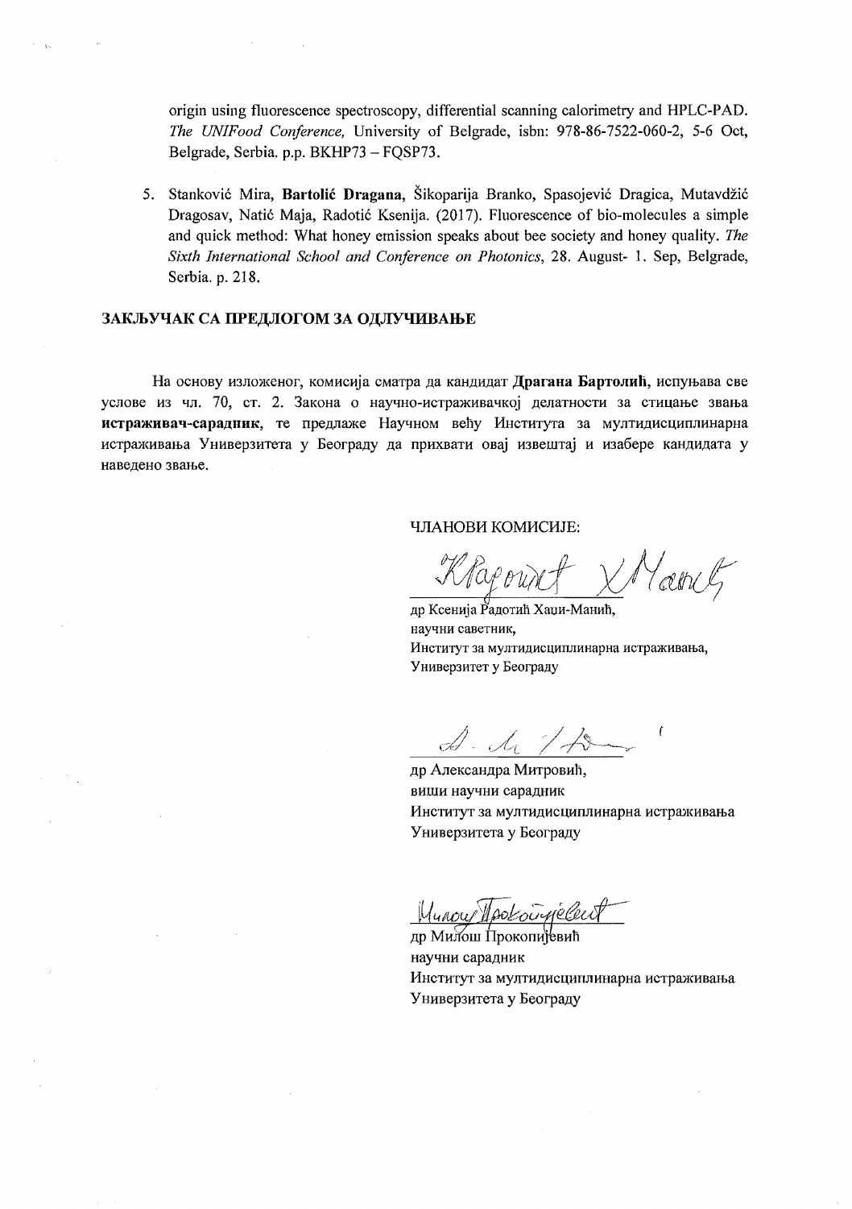origin using fluorescence spectroscopy, differential scanning calorimetry and HPLC-PAD. *The UNIFood Conference,* University of Belgrade, isbn: 978-86-7522-060-2, 5-6 Oct, Belgrade, Serbia. p.p. BKHP73 – FQSP73.

5. Stanković Mira, **Bartolić Dragana**, Šikoparija Branko, Spasojević Dragica, Mutavdžić Dragosav, Natić Maja, Radotić Ksenija. (2017). Fluorescence of bio-molecules a simple and quick method: What honey emission speaks about bee society and honey quality. *The Sixth International School and Conference on Photonics*, 28. August- 1. Sep, Belgrade, Serbia. p. 218.

## ЗАКЉУЧАК СА ПРЕДЛОГОМ ЗА ОДЛУЧИВАЊЕ

На основу изложеног, комисија сматра да кандидат **Драгана Бартолић**, испуњава све услове из чл. 70, ст. 2. Закона о научно-истраживачкој делатности за стицање звања **истраживач-сарадник**, те предлаже Научном већу Института за мултидисциплинарна истраживања Универзитета у Београду да прихвати овај извештај и изабере кандидата у наведено звање.

ЧЛАНОВИ КОМИСИЈЕ:

др Ксенија Радотић Хаџи-Манић,
научни саветник,
Институт за мултидисциплинарна истраживања,
Универзитет у Београду

др Александра Митровић,
виши научни сарадник
Институт за мултидисциплинарна истраживања
Универзитета у Београду

др Милош Прокопијевић
научни сарадник
Институт за мултидисциплинарна истраживања
Универзитета у Београду